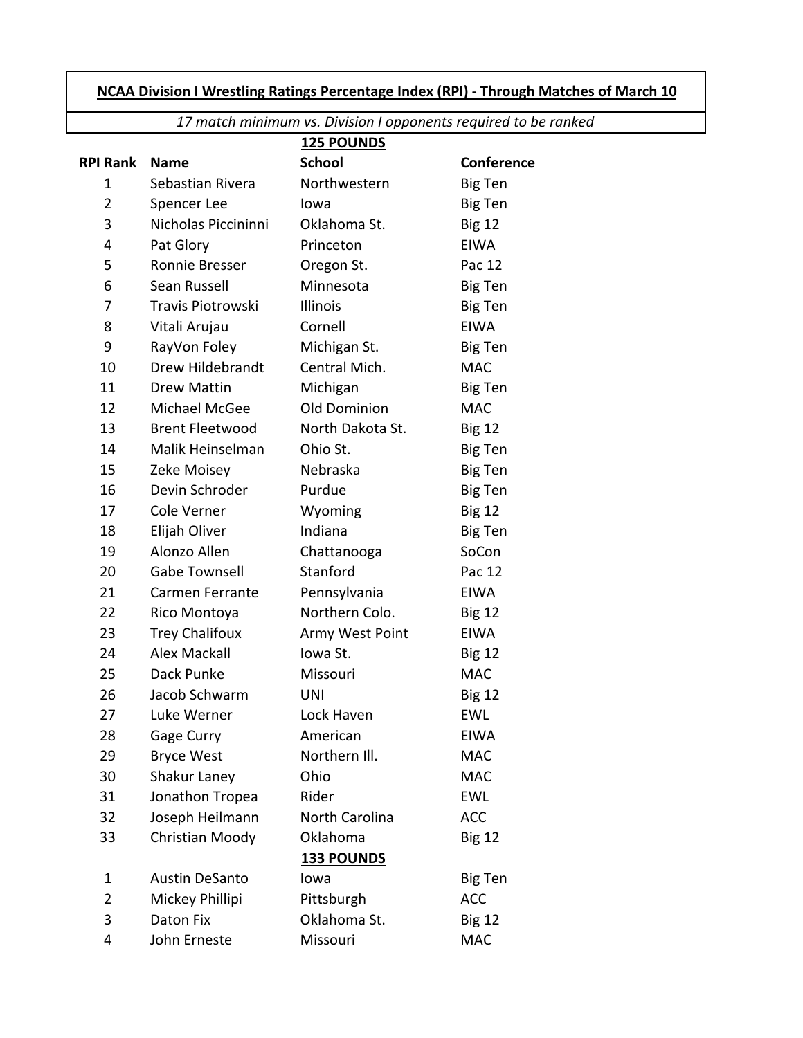**NCAA Division I Wrestling Ratings Percentage Index (RPI) - Through Matches of March 10**

*17 match minimum vs. Division I opponents required to be ranked*

**125 POUNDS**

| RPI Rank | Name | School | Conference |
|---|---|---|---|
| 1 | Sebastian Rivera | Northwestern | Big Ten |
| 2 | Spencer Lee | Iowa | Big Ten |
| 3 | Nicholas Piccininni | Oklahoma St. | Big 12 |
| 4 | Pat Glory | Princeton | EIWA |
| 5 | Ronnie Bresser | Oregon St. | Pac 12 |
| 6 | Sean Russell | Minnesota | Big Ten |
| 7 | Travis Piotrowski | Illinois | Big Ten |
| 8 | Vitali Arujau | Cornell | EIWA |
| 9 | RayVon Foley | Michigan St. | Big Ten |
| 10 | Drew Hildebrandt | Central Mich. | MAC |
| 11 | Drew Mattin | Michigan | Big Ten |
| 12 | Michael McGee | Old Dominion | MAC |
| 13 | Brent Fleetwood | North Dakota St. | Big 12 |
| 14 | Malik Heinselman | Ohio St. | Big Ten |
| 15 | Zeke Moisey | Nebraska | Big Ten |
| 16 | Devin Schroder | Purdue | Big Ten |
| 17 | Cole Verner | Wyoming | Big 12 |
| 18 | Elijah Oliver | Indiana | Big Ten |
| 19 | Alonzo Allen | Chattanooga | SoCon |
| 20 | Gabe Townsell | Stanford | Pac 12 |
| 21 | Carmen Ferrante | Pennsylvania | EIWA |
| 22 | Rico Montoya | Northern Colo. | Big 12 |
| 23 | Trey Chalifoux | Army West Point | EIWA |
| 24 | Alex Mackall | Iowa St. | Big 12 |
| 25 | Dack Punke | Missouri | MAC |
| 26 | Jacob Schwarm | UNI | Big 12 |
| 27 | Luke Werner | Lock Haven | EWL |
| 28 | Gage Curry | American | EIWA |
| 29 | Bryce West | Northern Ill. | MAC |
| 30 | Shakur Laney | Ohio | MAC |
| 31 | Jonathon Tropea | Rider | EWL |
| 32 | Joseph Heilmann | North Carolina | ACC |
| 33 | Christian Moody | Oklahoma | Big 12 |

**133 POUNDS**

| RPI Rank | Name | School | Conference |
|---|---|---|---|
| 1 | Austin DeSanto | Iowa | Big Ten |
| 2 | Mickey Phillipi | Pittsburgh | ACC |
| 3 | Daton Fix | Oklahoma St. | Big 12 |
| 4 | John Erneste | Missouri | MAC |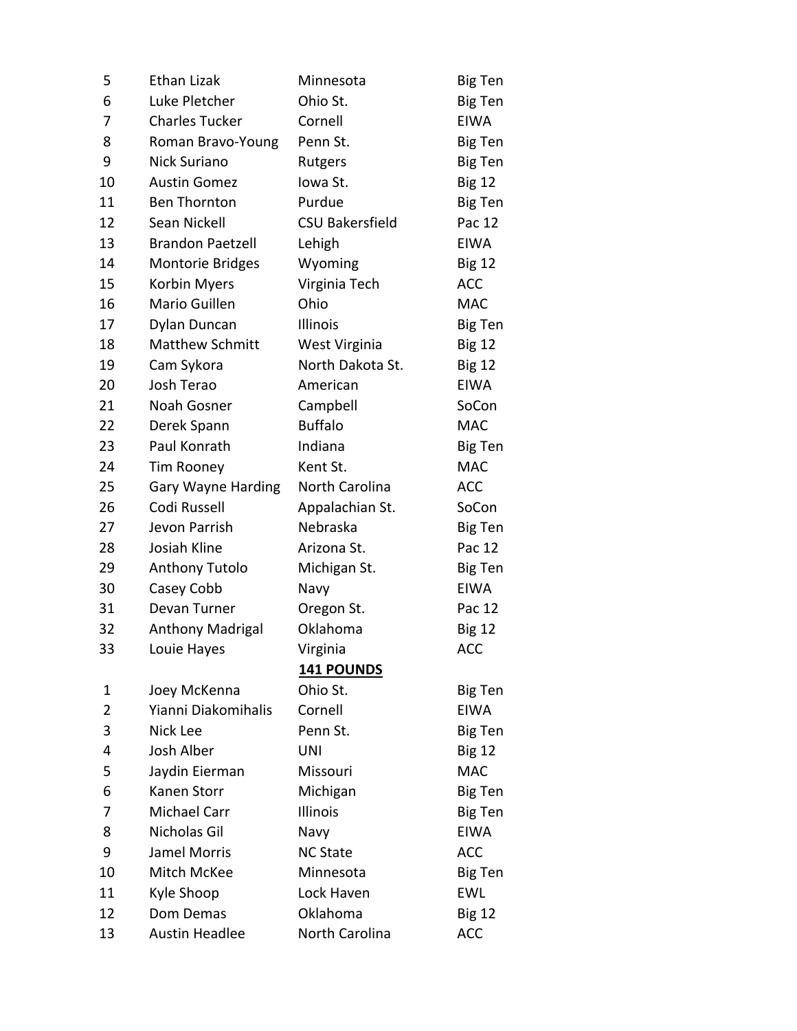| | | | |
|---|---|---|---|
| 5 | Ethan Lizak | Minnesota | Big Ten |
| 6 | Luke Pletcher | Ohio St. | Big Ten |
| 7 | Charles Tucker | Cornell | EIWA |
| 8 | Roman Bravo-Young | Penn St. | Big Ten |
| 9 | Nick Suriano | Rutgers | Big Ten |
| 10 | Austin Gomez | Iowa St. | Big 12 |
| 11 | Ben Thornton | Purdue | Big Ten |
| 12 | Sean Nickell | CSU Bakersfield | Pac 12 |
| 13 | Brandon Paetzell | Lehigh | EIWA |
| 14 | Montorie Bridges | Wyoming | Big 12 |
| 15 | Korbin Myers | Virginia Tech | ACC |
| 16 | Mario Guillen | Ohio | MAC |
| 17 | Dylan Duncan | Illinois | Big Ten |
| 18 | Matthew Schmitt | West Virginia | Big 12 |
| 19 | Cam Sykora | North Dakota St. | Big 12 |
| 20 | Josh Terao | American | EIWA |
| 21 | Noah Gosner | Campbell | SoCon |
| 22 | Derek Spann | Buffalo | MAC |
| 23 | Paul Konrath | Indiana | Big Ten |
| 24 | Tim Rooney | Kent St. | MAC |
| 25 | Gary Wayne Harding | North Carolina | ACC |
| 26 | Codi Russell | Appalachian St. | SoCon |
| 27 | Jevon Parrish | Nebraska | Big Ten |
| 28 | Josiah Kline | Arizona St. | Pac 12 |
| 29 | Anthony Tutolo | Michigan St. | Big Ten |
| 30 | Casey Cobb | Navy | EIWA |
| 31 | Devan Turner | Oregon St. | Pac 12 |
| 32 | Anthony Madrigal | Oklahoma | Big 12 |
| 33 | Louie Hayes | Virginia | ACC |
| | | **141 POUNDS** | |
| 1 | Joey McKenna | Ohio St. | Big Ten |
| 2 | Yianni Diakomihalis | Cornell | EIWA |
| 3 | Nick Lee | Penn St. | Big Ten |
| 4 | Josh Alber | UNI | Big 12 |
| 5 | Jaydin Eierman | Missouri | MAC |
| 6 | Kanen Storr | Michigan | Big Ten |
| 7 | Michael Carr | Illinois | Big Ten |
| 8 | Nicholas Gil | Navy | EIWA |
| 9 | Jamel Morris | NC State | ACC |
| 10 | Mitch McKee | Minnesota | Big Ten |
| 11 | Kyle Shoop | Lock Haven | EWL |
| 12 | Dom Demas | Oklahoma | Big 12 |
| 13 | Austin Headlee | North Carolina | ACC |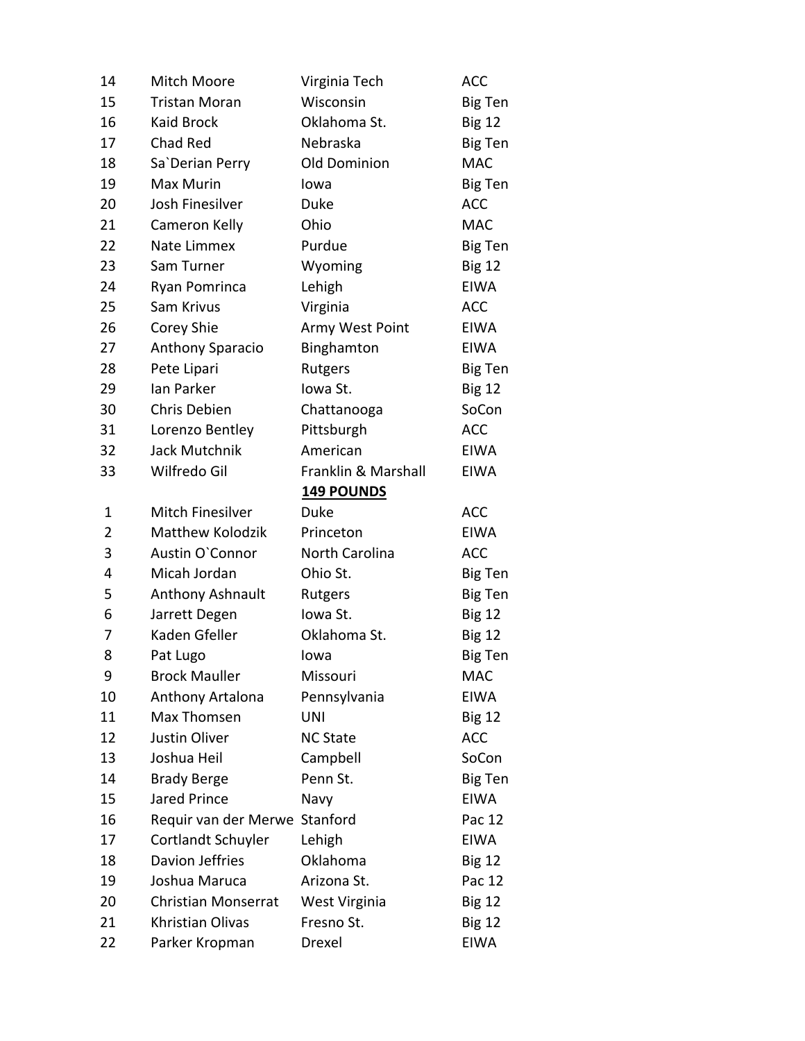| | | | |
|---|---|---|---|
| 14 | Mitch Moore | Virginia Tech | ACC |
| 15 | Tristan Moran | Wisconsin | Big Ten |
| 16 | Kaid Brock | Oklahoma St. | Big 12 |
| 17 | Chad Red | Nebraska | Big Ten |
| 18 | Sa`Derian Perry | Old Dominion | MAC |
| 19 | Max Murin | Iowa | Big Ten |
| 20 | Josh Finesilver | Duke | ACC |
| 21 | Cameron Kelly | Ohio | MAC |
| 22 | Nate Limmex | Purdue | Big Ten |
| 23 | Sam Turner | Wyoming | Big 12 |
| 24 | Ryan Pomrinca | Lehigh | EIWA |
| 25 | Sam Krivus | Virginia | ACC |
| 26 | Corey Shie | Army West Point | EIWA |
| 27 | Anthony Sparacio | Binghamton | EIWA |
| 28 | Pete Lipari | Rutgers | Big Ten |
| 29 | Ian Parker | Iowa St. | Big 12 |
| 30 | Chris Debien | Chattanooga | SoCon |
| 31 | Lorenzo Bentley | Pittsburgh | ACC |
| 32 | Jack Mutchnik | American | EIWA |
| 33 | Wilfredo Gil | Franklin & Marshall | EIWA |
| | | **149 POUNDS** | |
| 1 | Mitch Finesilver | Duke | ACC |
| 2 | Matthew Kolodzik | Princeton | EIWA |
| 3 | Austin O`Connor | North Carolina | ACC |
| 4 | Micah Jordan | Ohio St. | Big Ten |
| 5 | Anthony Ashnault | Rutgers | Big Ten |
| 6 | Jarrett Degen | Iowa St. | Big 12 |
| 7 | Kaden Gfeller | Oklahoma St. | Big 12 |
| 8 | Pat Lugo | Iowa | Big Ten |
| 9 | Brock Mauller | Missouri | MAC |
| 10 | Anthony Artalona | Pennsylvania | EIWA |
| 11 | Max Thomsen | UNI | Big 12 |
| 12 | Justin Oliver | NC State | ACC |
| 13 | Joshua Heil | Campbell | SoCon |
| 14 | Brady Berge | Penn St. | Big Ten |
| 15 | Jared Prince | Navy | EIWA |
| 16 | Requir van der Merwe | Stanford | Pac 12 |
| 17 | Cortlandt Schuyler | Lehigh | EIWA |
| 18 | Davion Jeffries | Oklahoma | Big 12 |
| 19 | Joshua Maruca | Arizona St. | Pac 12 |
| 20 | Christian Monserrat | West Virginia | Big 12 |
| 21 | Khristian Olivas | Fresno St. | Big 12 |
| 22 | Parker Kropman | Drexel | EIWA |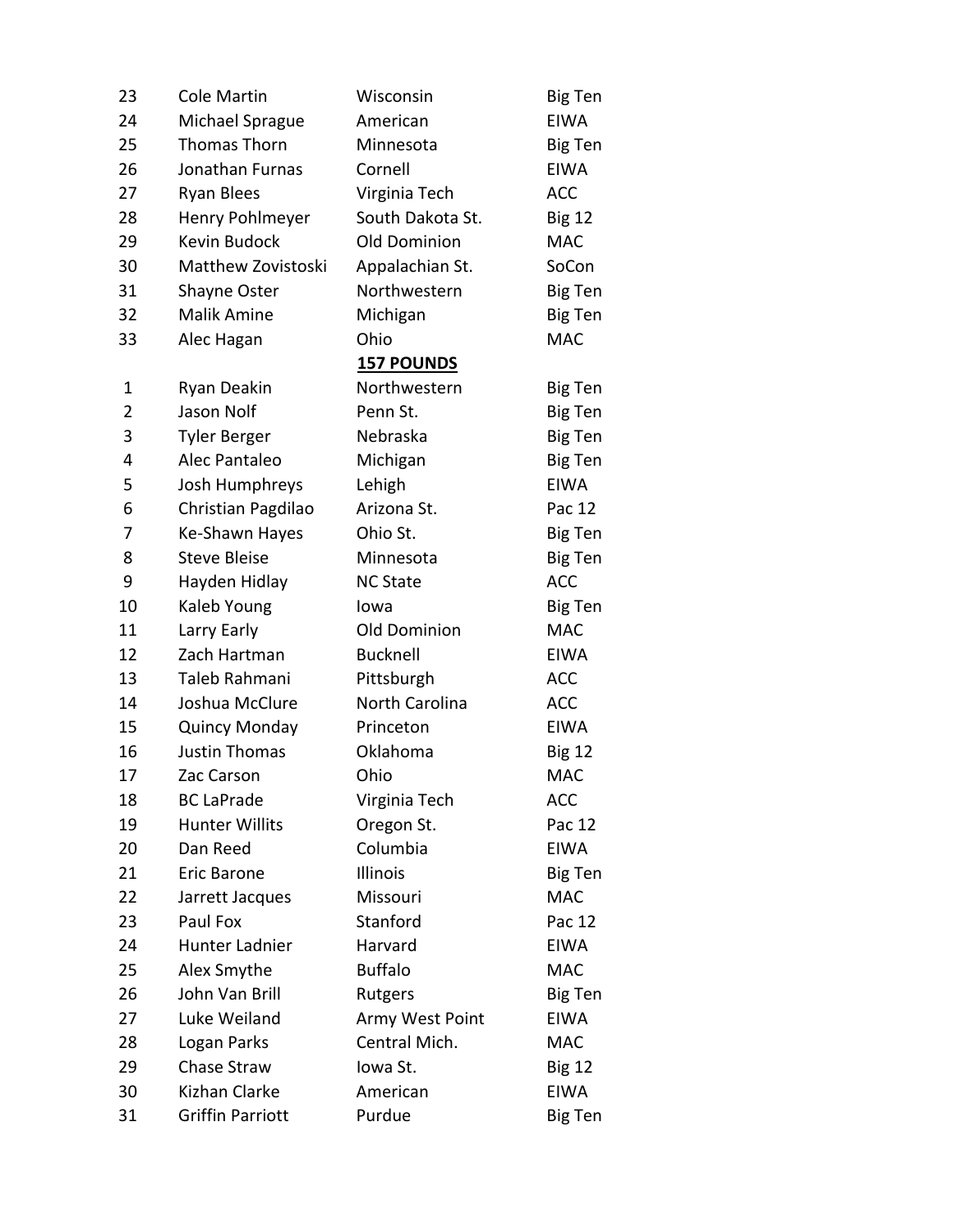| | | | |
|---|---|---|---|
| 23 | Cole Martin | Wisconsin | Big Ten |
| 24 | Michael Sprague | American | EIWA |
| 25 | Thomas Thorn | Minnesota | Big Ten |
| 26 | Jonathan Furnas | Cornell | EIWA |
| 27 | Ryan Blees | Virginia Tech | ACC |
| 28 | Henry Pohlmeyer | South Dakota St. | Big 12 |
| 29 | Kevin Budock | Old Dominion | MAC |
| 30 | Matthew Zovistoski | Appalachian St. | SoCon |
| 31 | Shayne Oster | Northwestern | Big Ten |
| 32 | Malik Amine | Michigan | Big Ten |
| 33 | Alec Hagan | Ohio | MAC |

**157 POUNDS**

| | | | |
|---|---|---|---|
| 1 | Ryan Deakin | Northwestern | Big Ten |
| 2 | Jason Nolf | Penn St. | Big Ten |
| 3 | Tyler Berger | Nebraska | Big Ten |
| 4 | Alec Pantaleo | Michigan | Big Ten |
| 5 | Josh Humphreys | Lehigh | EIWA |
| 6 | Christian Pagdilao | Arizona St. | Pac 12 |
| 7 | Ke-Shawn Hayes | Ohio St. | Big Ten |
| 8 | Steve Bleise | Minnesota | Big Ten |
| 9 | Hayden Hidlay | NC State | ACC |
| 10 | Kaleb Young | Iowa | Big Ten |
| 11 | Larry Early | Old Dominion | MAC |
| 12 | Zach Hartman | Bucknell | EIWA |
| 13 | Taleb Rahmani | Pittsburgh | ACC |
| 14 | Joshua McClure | North Carolina | ACC |
| 15 | Quincy Monday | Princeton | EIWA |
| 16 | Justin Thomas | Oklahoma | Big 12 |
| 17 | Zac Carson | Ohio | MAC |
| 18 | BC LaPrade | Virginia Tech | ACC |
| 19 | Hunter Willits | Oregon St. | Pac 12 |
| 20 | Dan Reed | Columbia | EIWA |
| 21 | Eric Barone | Illinois | Big Ten |
| 22 | Jarrett Jacques | Missouri | MAC |
| 23 | Paul Fox | Stanford | Pac 12 |
| 24 | Hunter Ladnier | Harvard | EIWA |
| 25 | Alex Smythe | Buffalo | MAC |
| 26 | John Van Brill | Rutgers | Big Ten |
| 27 | Luke Weiland | Army West Point | EIWA |
| 28 | Logan Parks | Central Mich. | MAC |
| 29 | Chase Straw | Iowa St. | Big 12 |
| 30 | Kizhan Clarke | American | EIWA |
| 31 | Griffin Parriott | Purdue | Big Ten |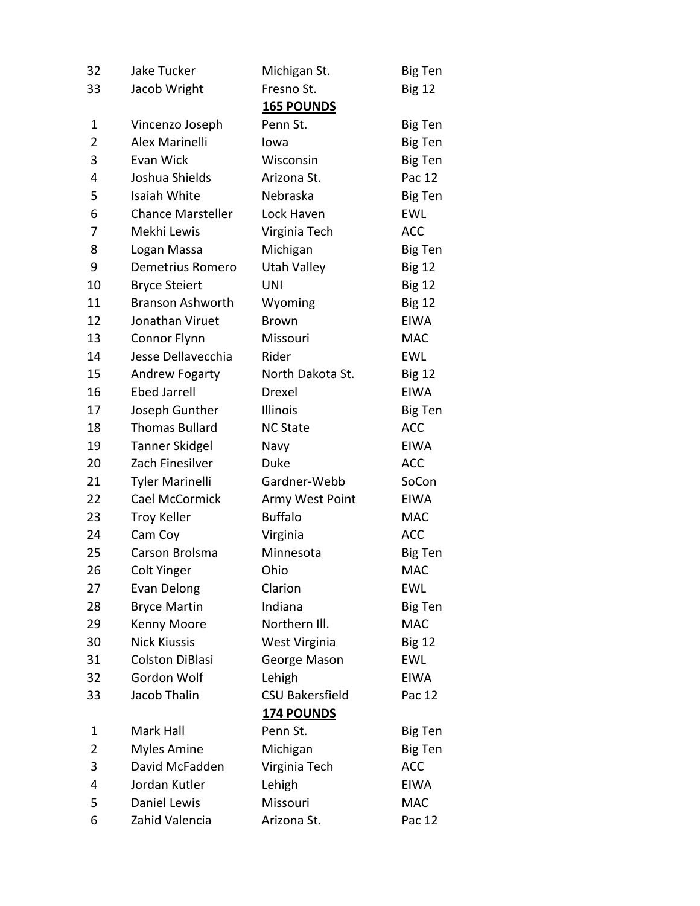| | | | |
|---|---|---|---|
| 32 | Jake Tucker | Michigan St. | Big Ten |
| 33 | Jacob Wright | Fresno St. | Big 12 |

**165 POUNDS**

| | | | |
|---|---|---|---|
| 1 | Vincenzo Joseph | Penn St. | Big Ten |
| 2 | Alex Marinelli | Iowa | Big Ten |
| 3 | Evan Wick | Wisconsin | Big Ten |
| 4 | Joshua Shields | Arizona St. | Pac 12 |
| 5 | Isaiah White | Nebraska | Big Ten |
| 6 | Chance Marsteller | Lock Haven | EWL |
| 7 | Mekhi Lewis | Virginia Tech | ACC |
| 8 | Logan Massa | Michigan | Big Ten |
| 9 | Demetrius Romero | Utah Valley | Big 12 |
| 10 | Bryce Steiert | UNI | Big 12 |
| 11 | Branson Ashworth | Wyoming | Big 12 |
| 12 | Jonathan Viruet | Brown | EIWA |
| 13 | Connor Flynn | Missouri | MAC |
| 14 | Jesse Dellavecchia | Rider | EWL |
| 15 | Andrew Fogarty | North Dakota St. | Big 12 |
| 16 | Ebed Jarrell | Drexel | EIWA |
| 17 | Joseph Gunther | Illinois | Big Ten |
| 18 | Thomas Bullard | NC State | ACC |
| 19 | Tanner Skidgel | Navy | EIWA |
| 20 | Zach Finesilver | Duke | ACC |
| 21 | Tyler Marinelli | Gardner-Webb | SoCon |
| 22 | Cael McCormick | Army West Point | EIWA |
| 23 | Troy Keller | Buffalo | MAC |
| 24 | Cam Coy | Virginia | ACC |
| 25 | Carson Brolsma | Minnesota | Big Ten |
| 26 | Colt Yinger | Ohio | MAC |
| 27 | Evan Delong | Clarion | EWL |
| 28 | Bryce Martin | Indiana | Big Ten |
| 29 | Kenny Moore | Northern Ill. | MAC |
| 30 | Nick Kiussis | West Virginia | Big 12 |
| 31 | Colston DiBlasi | George Mason | EWL |
| 32 | Gordon Wolf | Lehigh | EIWA |
| 33 | Jacob Thalin | CSU Bakersfield | Pac 12 |

**174 POUNDS**

| | | | |
|---|---|---|---|
| 1 | Mark Hall | Penn St. | Big Ten |
| 2 | Myles Amine | Michigan | Big Ten |
| 3 | David McFadden | Virginia Tech | ACC |
| 4 | Jordan Kutler | Lehigh | EIWA |
| 5 | Daniel Lewis | Missouri | MAC |
| 6 | Zahid Valencia | Arizona St. | Pac 12 |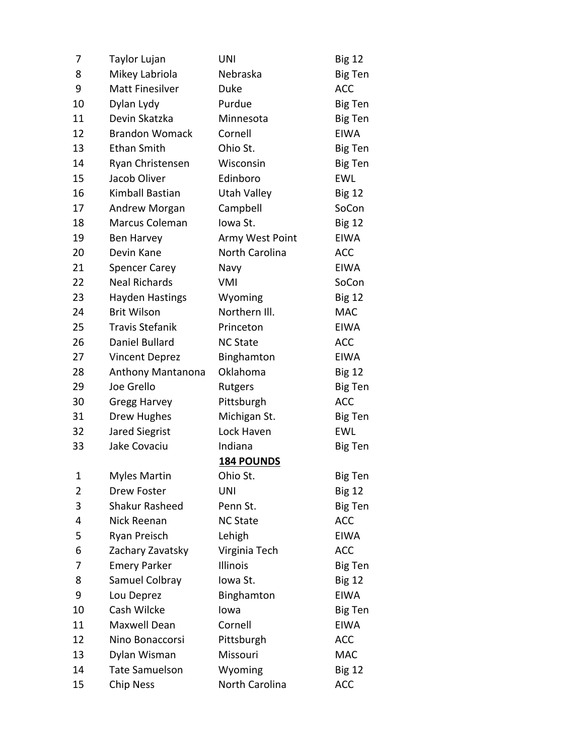| | | | |
|---|---|---|---|
| 7 | Taylor Lujan | UNI | Big 12 |
| 8 | Mikey Labriola | Nebraska | Big Ten |
| 9 | Matt Finesilver | Duke | ACC |
| 10 | Dylan Lydy | Purdue | Big Ten |
| 11 | Devin Skatzka | Minnesota | Big Ten |
| 12 | Brandon Womack | Cornell | EIWA |
| 13 | Ethan Smith | Ohio St. | Big Ten |
| 14 | Ryan Christensen | Wisconsin | Big Ten |
| 15 | Jacob Oliver | Edinboro | EWL |
| 16 | Kimball Bastian | Utah Valley | Big 12 |
| 17 | Andrew Morgan | Campbell | SoCon |
| 18 | Marcus Coleman | Iowa St. | Big 12 |
| 19 | Ben Harvey | Army West Point | EIWA |
| 20 | Devin Kane | North Carolina | ACC |
| 21 | Spencer Carey | Navy | EIWA |
| 22 | Neal Richards | VMI | SoCon |
| 23 | Hayden Hastings | Wyoming | Big 12 |
| 24 | Brit Wilson | Northern Ill. | MAC |
| 25 | Travis Stefanik | Princeton | EIWA |
| 26 | Daniel Bullard | NC State | ACC |
| 27 | Vincent Deprez | Binghamton | EIWA |
| 28 | Anthony Mantanona | Oklahoma | Big 12 |
| 29 | Joe Grello | Rutgers | Big Ten |
| 30 | Gregg Harvey | Pittsburgh | ACC |
| 31 | Drew Hughes | Michigan St. | Big Ten |
| 32 | Jared Siegrist | Lock Haven | EWL |
| 33 | Jake Covaciu | Indiana | Big Ten |

**184 POUNDS**

| | | | |
|---|---|---|---|
| 1 | Myles Martin | Ohio St. | Big Ten |
| 2 | Drew Foster | UNI | Big 12 |
| 3 | Shakur Rasheed | Penn St. | Big Ten |
| 4 | Nick Reenan | NC State | ACC |
| 5 | Ryan Preisch | Lehigh | EIWA |
| 6 | Zachary Zavatsky | Virginia Tech | ACC |
| 7 | Emery Parker | Illinois | Big Ten |
| 8 | Samuel Colbray | Iowa St. | Big 12 |
| 9 | Lou Deprez | Binghamton | EIWA |
| 10 | Cash Wilcke | Iowa | Big Ten |
| 11 | Maxwell Dean | Cornell | EIWA |
| 12 | Nino Bonaccorsi | Pittsburgh | ACC |
| 13 | Dylan Wisman | Missouri | MAC |
| 14 | Tate Samuelson | Wyoming | Big 12 |
| 15 | Chip Ness | North Carolina | ACC |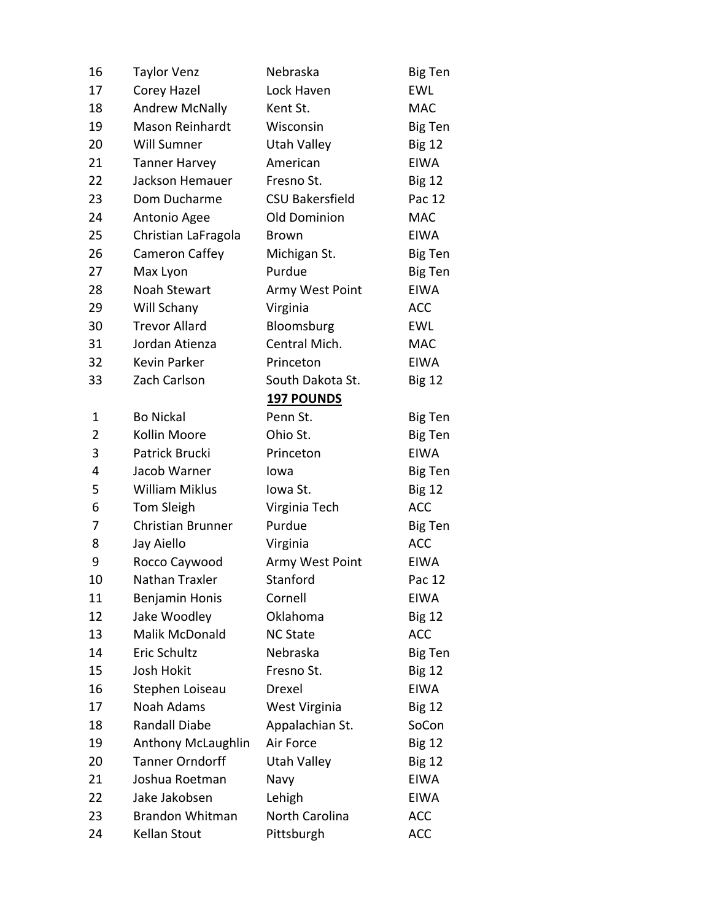| | | | |
|---|---|---|---|
| 16 | Taylor Venz | Nebraska | Big Ten |
| 17 | Corey Hazel | Lock Haven | EWL |
| 18 | Andrew McNally | Kent St. | MAC |
| 19 | Mason Reinhardt | Wisconsin | Big Ten |
| 20 | Will Sumner | Utah Valley | Big 12 |
| 21 | Tanner Harvey | American | EIWA |
| 22 | Jackson Hemauer | Fresno St. | Big 12 |
| 23 | Dom Ducharme | CSU Bakersfield | Pac 12 |
| 24 | Antonio Agee | Old Dominion | MAC |
| 25 | Christian LaFragola | Brown | EIWA |
| 26 | Cameron Caffey | Michigan St. | Big Ten |
| 27 | Max Lyon | Purdue | Big Ten |
| 28 | Noah Stewart | Army West Point | EIWA |
| 29 | Will Schany | Virginia | ACC |
| 30 | Trevor Allard | Bloomsburg | EWL |
| 31 | Jordan Atienza | Central Mich. | MAC |
| 32 | Kevin Parker | Princeton | EIWA |
| 33 | Zach Carlson | South Dakota St. | Big 12 |
| | | **197 POUNDS** | |
| 1 | Bo Nickal | Penn St. | Big Ten |
| 2 | Kollin Moore | Ohio St. | Big Ten |
| 3 | Patrick Brucki | Princeton | EIWA |
| 4 | Jacob Warner | Iowa | Big Ten |
| 5 | William Miklus | Iowa St. | Big 12 |
| 6 | Tom Sleigh | Virginia Tech | ACC |
| 7 | Christian Brunner | Purdue | Big Ten |
| 8 | Jay Aiello | Virginia | ACC |
| 9 | Rocco Caywood | Army West Point | EIWA |
| 10 | Nathan Traxler | Stanford | Pac 12 |
| 11 | Benjamin Honis | Cornell | EIWA |
| 12 | Jake Woodley | Oklahoma | Big 12 |
| 13 | Malik McDonald | NC State | ACC |
| 14 | Eric Schultz | Nebraska | Big Ten |
| 15 | Josh Hokit | Fresno St. | Big 12 |
| 16 | Stephen Loiseau | Drexel | EIWA |
| 17 | Noah Adams | West Virginia | Big 12 |
| 18 | Randall Diabe | Appalachian St. | SoCon |
| 19 | Anthony McLaughlin | Air Force | Big 12 |
| 20 | Tanner Orndorff | Utah Valley | Big 12 |
| 21 | Joshua Roetman | Navy | EIWA |
| 22 | Jake Jakobsen | Lehigh | EIWA |
| 23 | Brandon Whitman | North Carolina | ACC |
| 24 | Kellan Stout | Pittsburgh | ACC |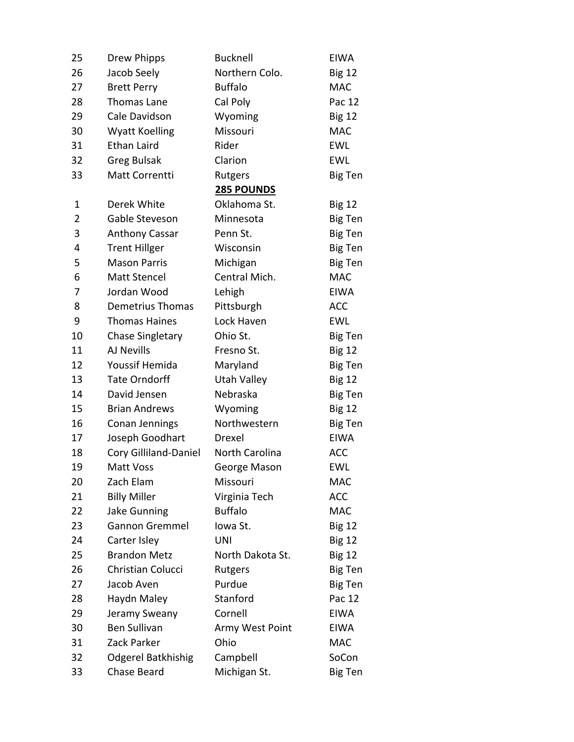| | | | |
|---|---|---|---|
| 25 | Drew Phipps | Bucknell | EIWA |
| 26 | Jacob Seely | Northern Colo. | Big 12 |
| 27 | Brett Perry | Buffalo | MAC |
| 28 | Thomas Lane | Cal Poly | Pac 12 |
| 29 | Cale Davidson | Wyoming | Big 12 |
| 30 | Wyatt Koelling | Missouri | MAC |
| 31 | Ethan Laird | Rider | EWL |
| 32 | Greg Bulsak | Clarion | EWL |
| 33 | Matt Correntti | Rutgers | Big Ten |

**285 POUNDS**

| | | | |
|---|---|---|---|
| 1 | Derek White | Oklahoma St. | Big 12 |
| 2 | Gable Steveson | Minnesota | Big Ten |
| 3 | Anthony Cassar | Penn St. | Big Ten |
| 4 | Trent Hillger | Wisconsin | Big Ten |
| 5 | Mason Parris | Michigan | Big Ten |
| 6 | Matt Stencel | Central Mich. | MAC |
| 7 | Jordan Wood | Lehigh | EIWA |
| 8 | Demetrius Thomas | Pittsburgh | ACC |
| 9 | Thomas Haines | Lock Haven | EWL |
| 10 | Chase Singletary | Ohio St. | Big Ten |
| 11 | AJ Nevills | Fresno St. | Big 12 |
| 12 | Youssif Hemida | Maryland | Big Ten |
| 13 | Tate Orndorff | Utah Valley | Big 12 |
| 14 | David Jensen | Nebraska | Big Ten |
| 15 | Brian Andrews | Wyoming | Big 12 |
| 16 | Conan Jennings | Northwestern | Big Ten |
| 17 | Joseph Goodhart | Drexel | EIWA |
| 18 | Cory Gilliland-Daniel | North Carolina | ACC |
| 19 | Matt Voss | George Mason | EWL |
| 20 | Zach Elam | Missouri | MAC |
| 21 | Billy Miller | Virginia Tech | ACC |
| 22 | Jake Gunning | Buffalo | MAC |
| 23 | Gannon Gremmel | Iowa St. | Big 12 |
| 24 | Carter Isley | UNI | Big 12 |
| 25 | Brandon Metz | North Dakota St. | Big 12 |
| 26 | Christian Colucci | Rutgers | Big Ten |
| 27 | Jacob Aven | Purdue | Big Ten |
| 28 | Haydn Maley | Stanford | Pac 12 |
| 29 | Jeramy Sweany | Cornell | EIWA |
| 30 | Ben Sullivan | Army West Point | EIWA |
| 31 | Zack Parker | Ohio | MAC |
| 32 | Odgerel Batkhishig | Campbell | SoCon |
| 33 | Chase Beard | Michigan St. | Big Ten |